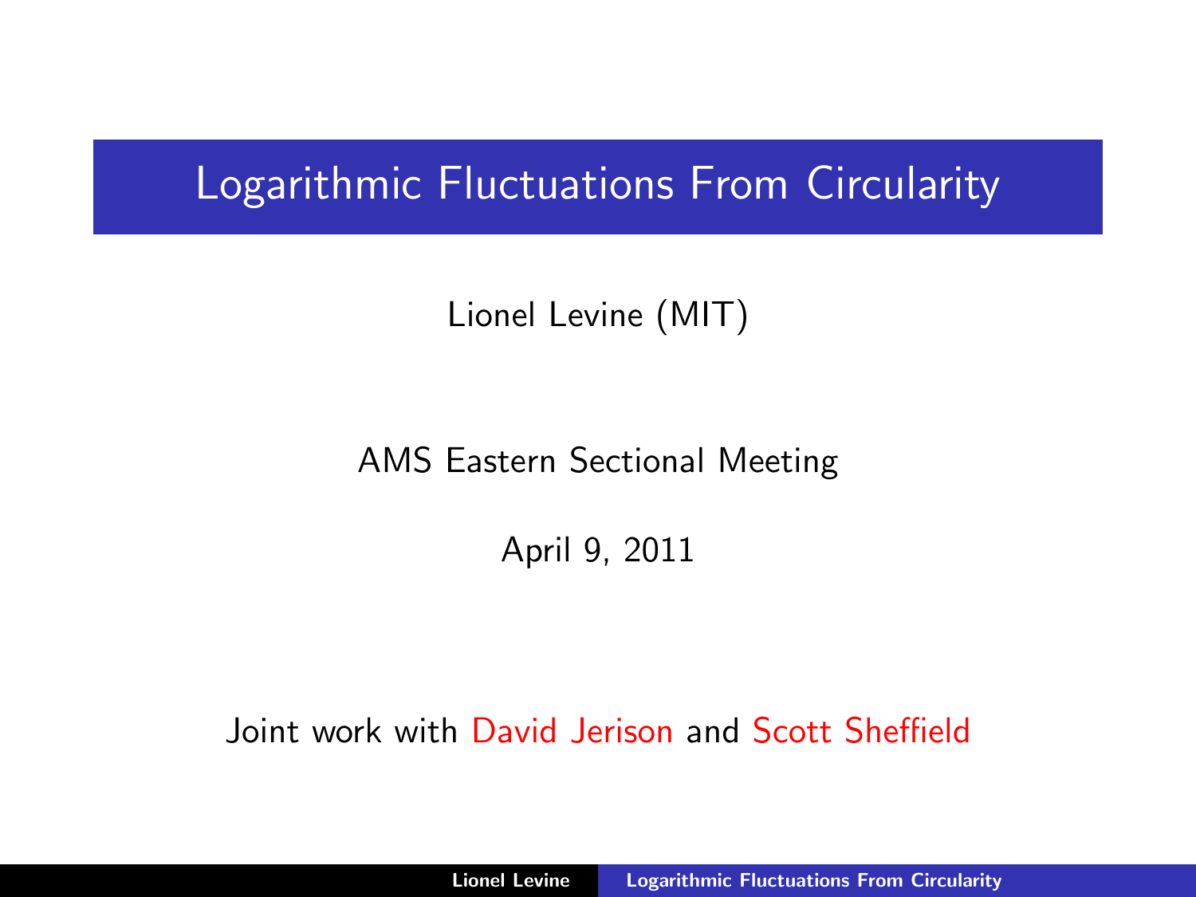# Logarithmic Fluctuations From Circularity

Lionel Levine (MIT)

AMS Eastern Sectional Meeting

April 9, 2011

Joint work with David Jerison and Scott Sheffield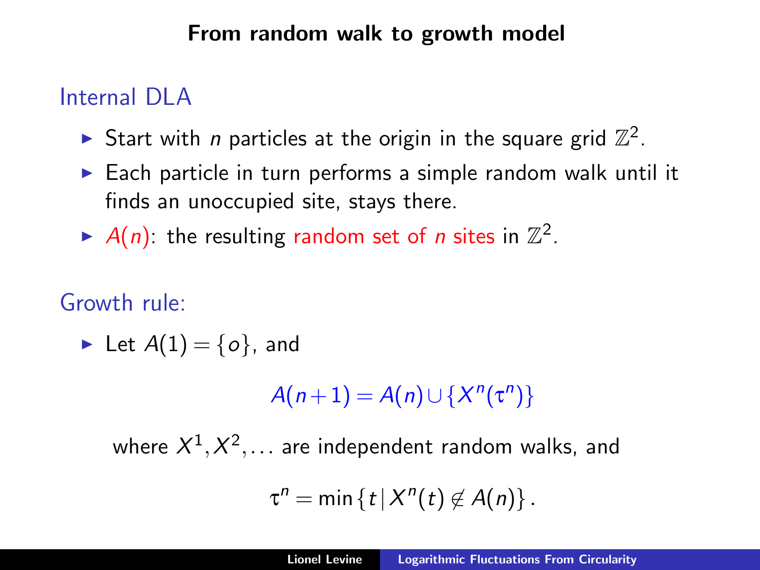# From random walk to growth model

## Internal DLA

- Start with $n$ particles at the origin in the square grid $\mathbb{Z}^2$.
- Each particle in turn performs a simple random walk until it finds an unoccupied site, stays there.
- $A(n)$: the resulting random set of $n$ sites in $\mathbb{Z}^2$.

## Growth rule:

- Let $A(1) = \{o\}$, and

$$A(n+1) = A(n) \cup \{X^n(\tau^n)\}$$

where $X^1, X^2, \ldots$ are independent random walks, and

$$\tau^n = \min\{t \,|\, X^n(t) \notin A(n)\}.$$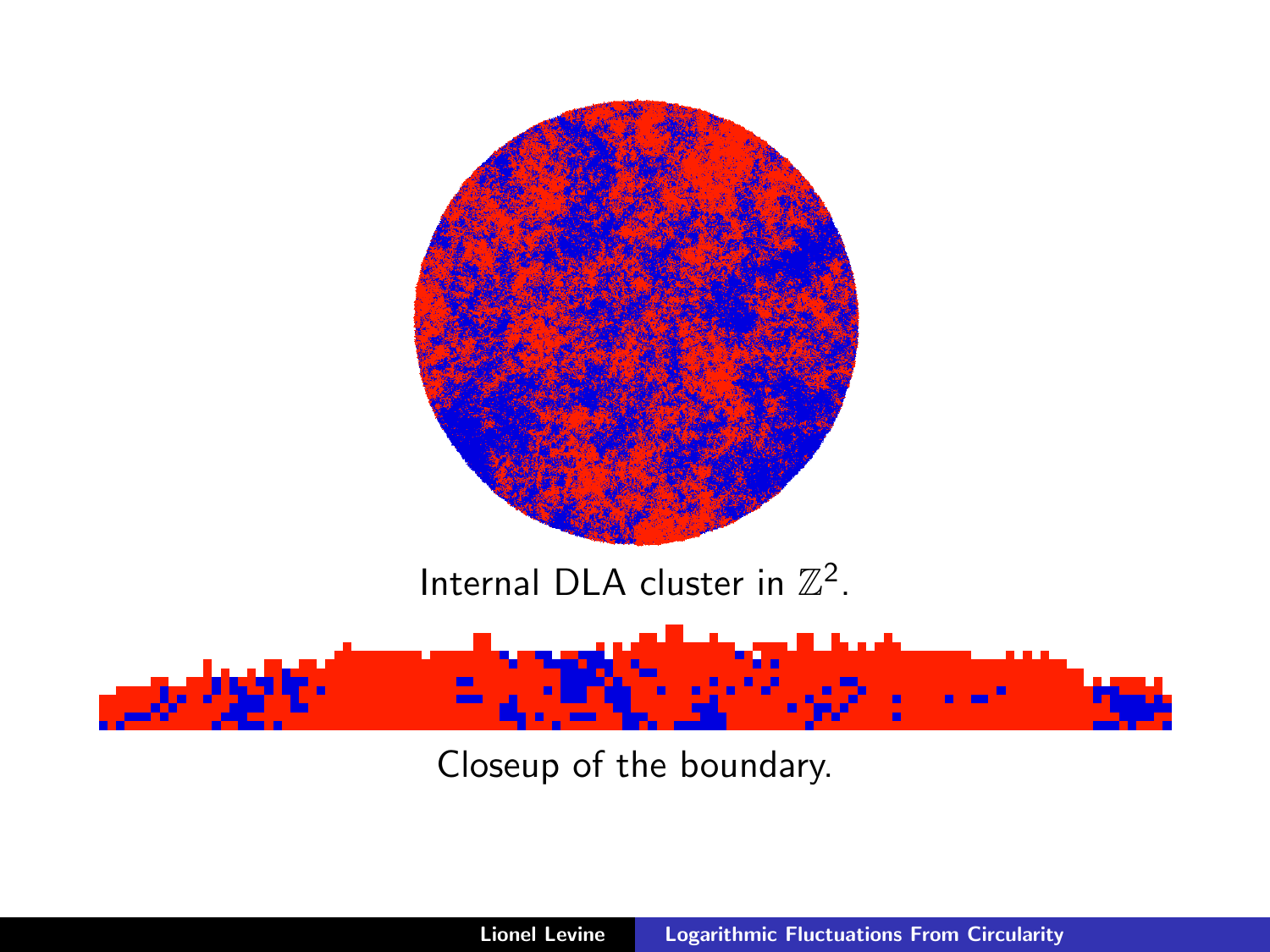Internal DLA cluster in $\mathbb{Z}^2$.

Closeup of the boundary.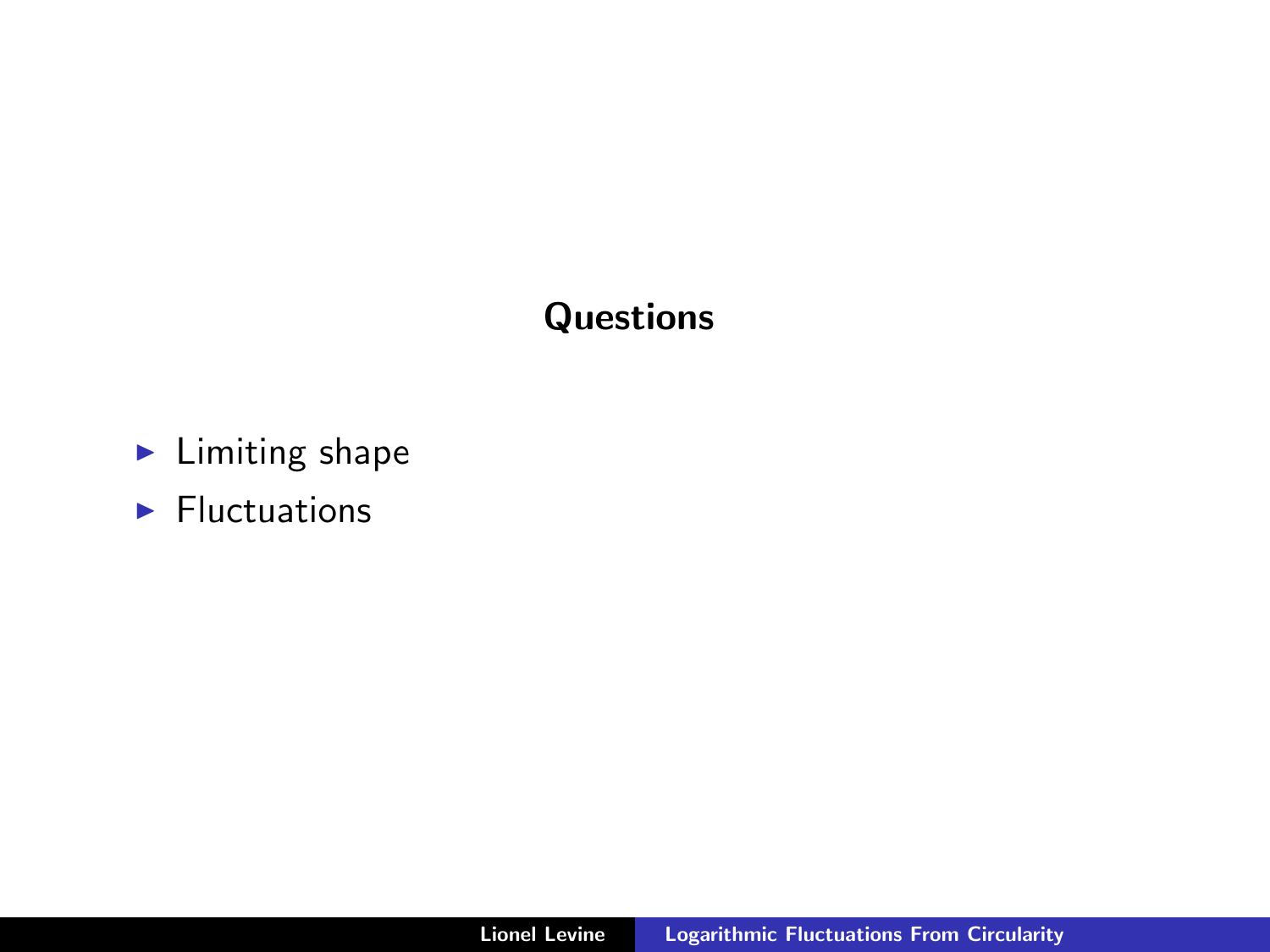## Questions

- Limiting shape
- Fluctuations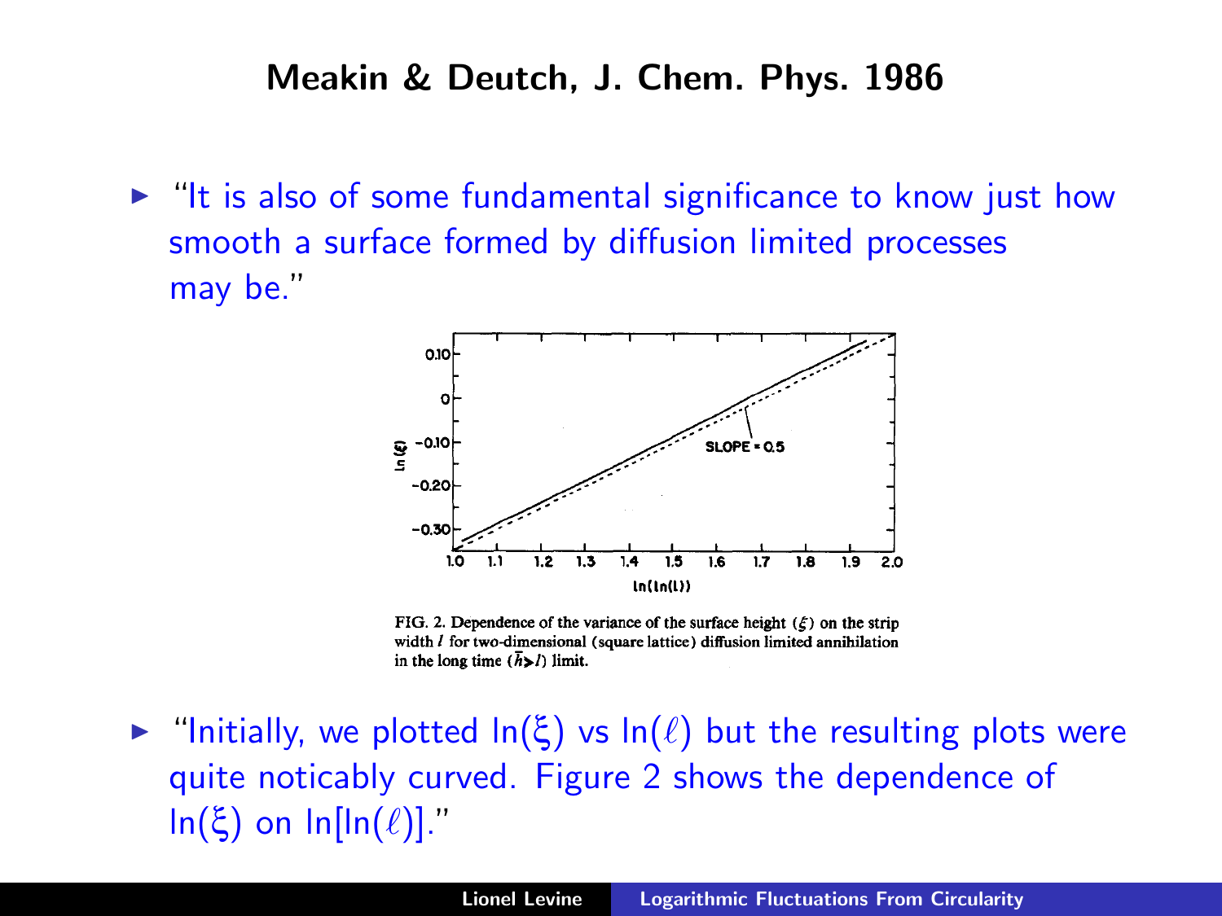## Meakin & Deutch, J. Chem. Phys. 1986

- "It is also of some fundamental significance to know just how smooth a surface formed by diffusion limited processes may be."

FIG. 2. Dependence of the variance of the surface height ($\xi$) on the strip width $l$ for two-dimensional (square lattice) diffusion limited annihilation in the long time ($\bar{h} \gg l$) limit.

- "Initially, we plotted $\ln(\xi)$ vs $\ln(\ell)$ but the resulting plots were quite noticably curved. Figure 2 shows the dependence of $\ln(\xi)$ on $\ln[\ln(\ell)]$."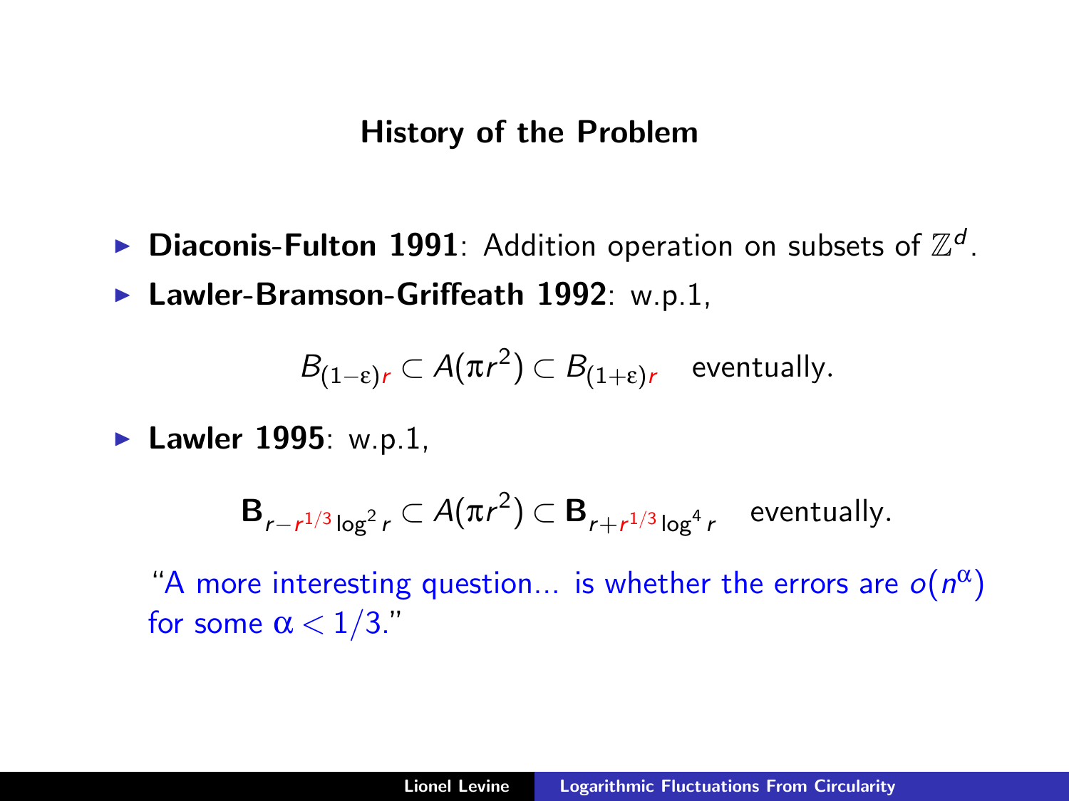## History of the Problem

- **Diaconis-Fulton 1991**: Addition operation on subsets of $\mathbb{Z}^d$.
- **Lawler-Bramson-Griffeath 1992**: w.p.1,

$$B_{(1-\varepsilon)r} \subset A(\pi r^2) \subset B_{(1+\varepsilon)r} \quad \text{eventually.}$$

- **Lawler 1995**: w.p.1,

$$\mathbf{B}_{r-r^{1/3}\log^2 r} \subset A(\pi r^2) \subset \mathbf{B}_{r+r^{1/3}\log^4 r} \quad \text{eventually.}$$

"A more interesting question... is whether the errors are $o(n^\alpha)$ for some $\alpha < 1/3$."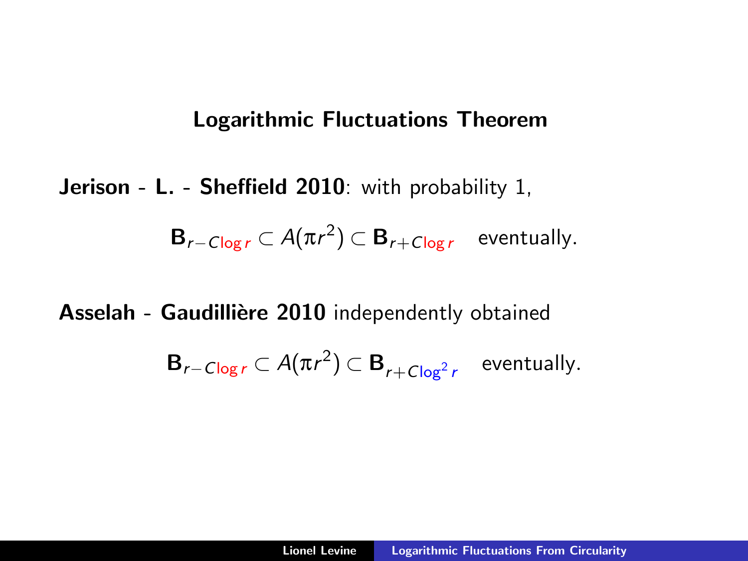## Logarithmic Fluctuations Theorem

**Jerison - L. - Sheffield 2010**: with probability 1,

$$\mathbf{B}_{r-C\log r} \subset A(\pi r^2) \subset \mathbf{B}_{r+C\log r} \quad \text{eventually.}$$

**Asselah - Gaudillière 2010** independently obtained

$$\mathbf{B}_{r-C\log r} \subset A(\pi r^2) \subset \mathbf{B}_{r+C\log^2 r} \quad \text{eventually.}$$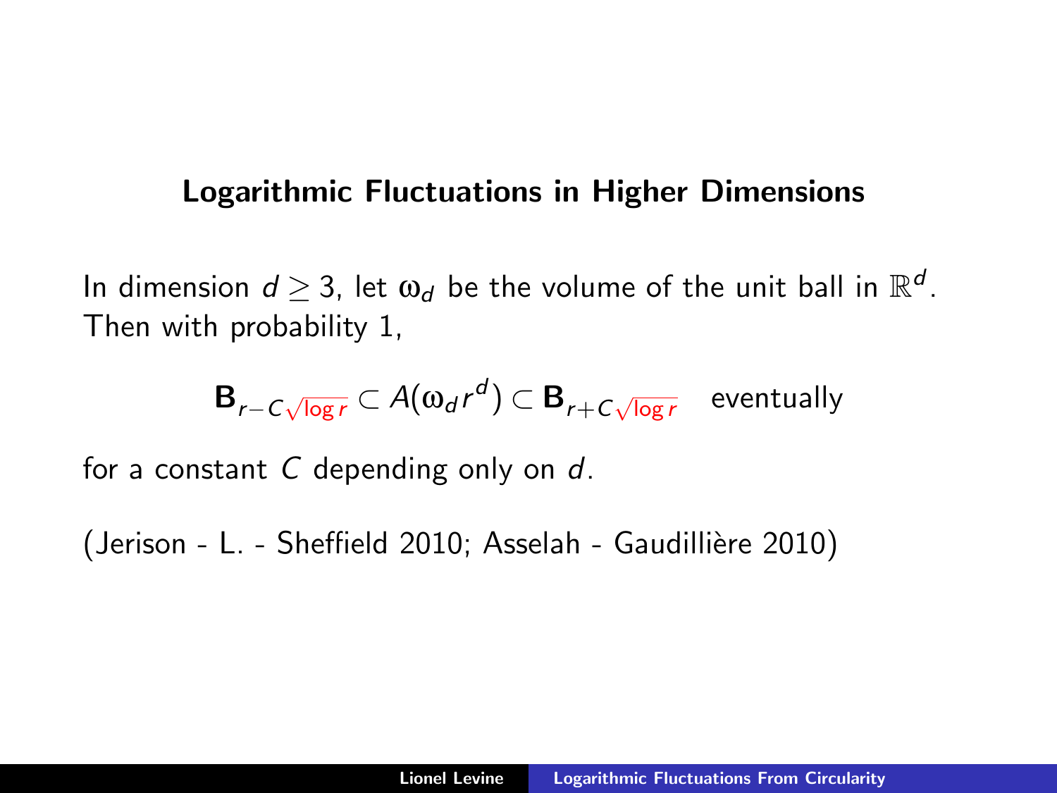## Logarithmic Fluctuations in Higher Dimensions

In dimension $d \geq 3$, let $\omega_d$ be the volume of the unit ball in $\mathbb{R}^d$. Then with probability 1,

$$\mathbf{B}_{r - C\sqrt{\log r}} \subset A(\omega_d r^d) \subset \mathbf{B}_{r + C\sqrt{\log r}} \quad \text{eventually}$$

for a constant $C$ depending only on $d$.

(Jerison - L. - Sheffield 2010; Asselah - Gaudillière 2010)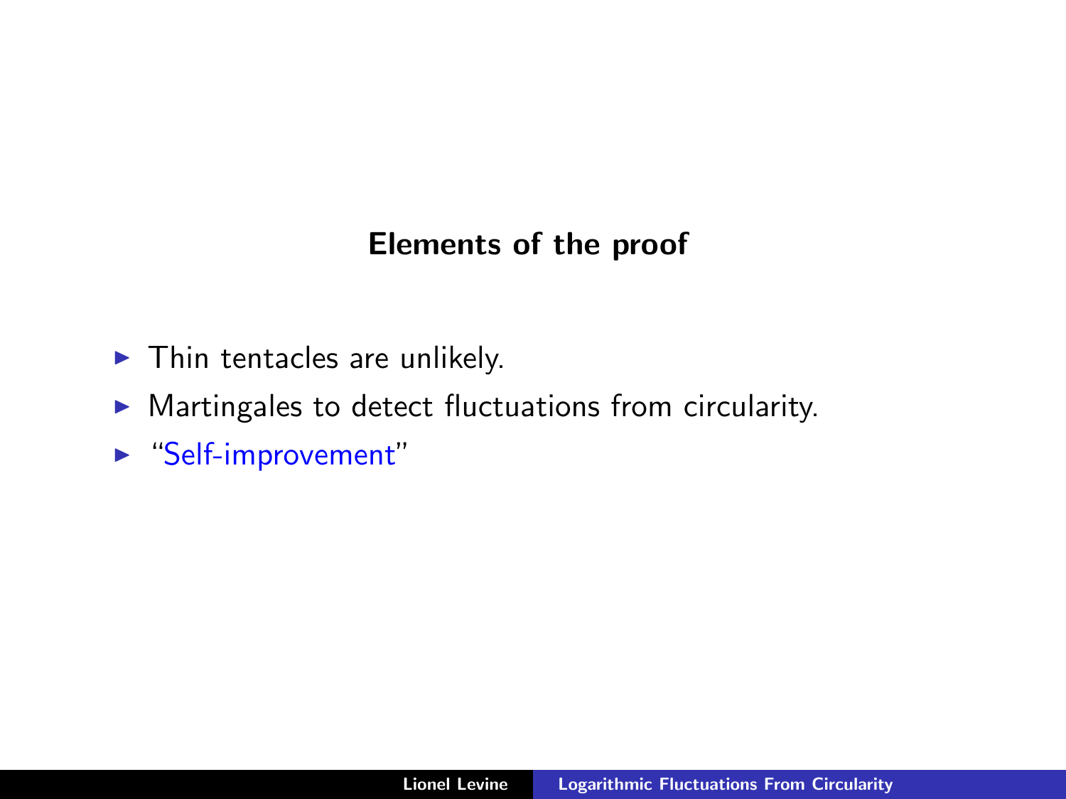## Elements of the proof

- Thin tentacles are unlikely.
- Martingales to detect fluctuations from circularity.
- "Self-improvement"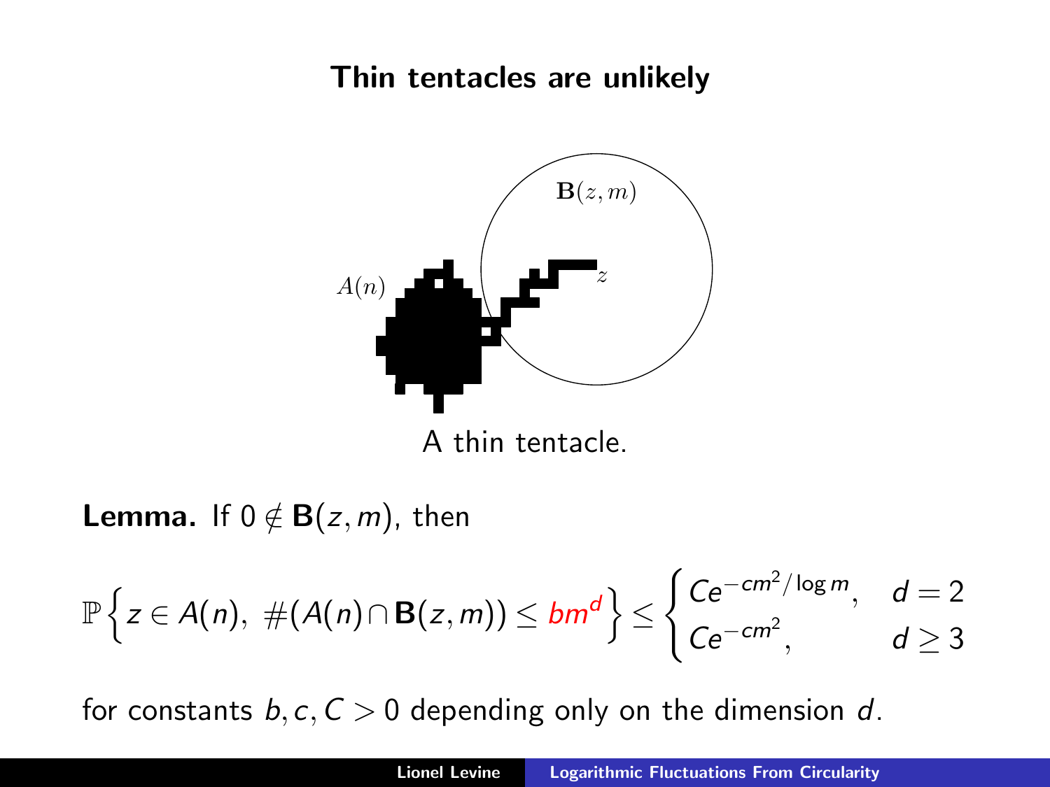# Thin tentacles are unlikely

A thin tentacle.

**Lemma.** If $0 \notin \mathbf{B}(z,m)$, then

$$\mathbb{P}\left\{ z \in A(n),\ \#(A(n) \cap \mathbf{B}(z,m)) \leq bm^d \right\} \leq \begin{cases} Ce^{-cm^2/\log m}, & d=2 \\ Ce^{-cm^2}, & d \geq 3 \end{cases}$$

for constants $b, c, C > 0$ depending only on the dimension $d$.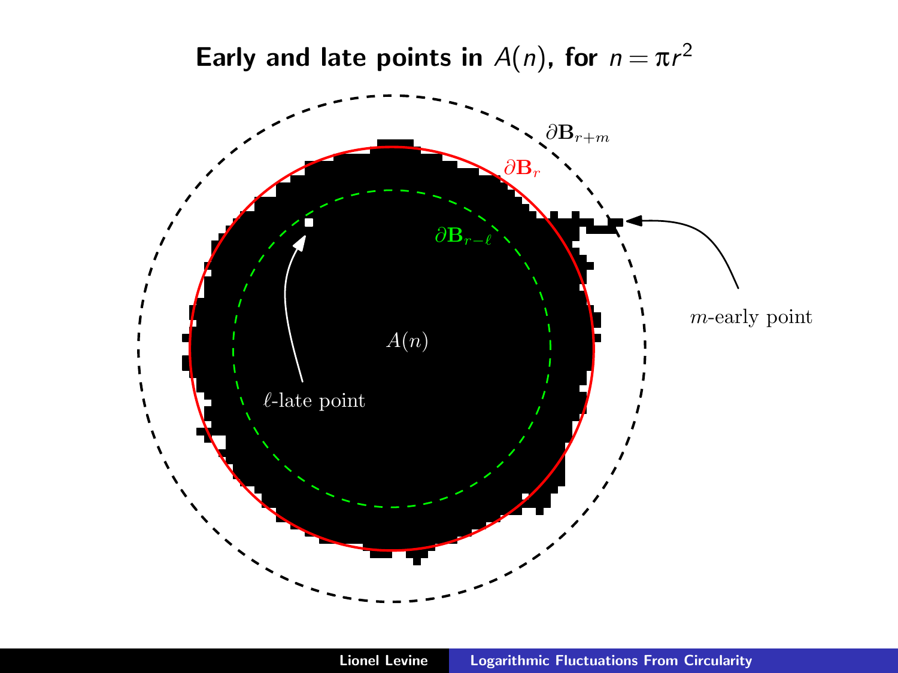# Early and late points in $A(n)$, for $n = \pi r^2$

$\partial \mathbf{B}_{r+m}$

$\partial \mathbf{B}_r$

$\partial \mathbf{B}_{r-\ell}$

$A(n)$

$\ell$-late point

$m$-early point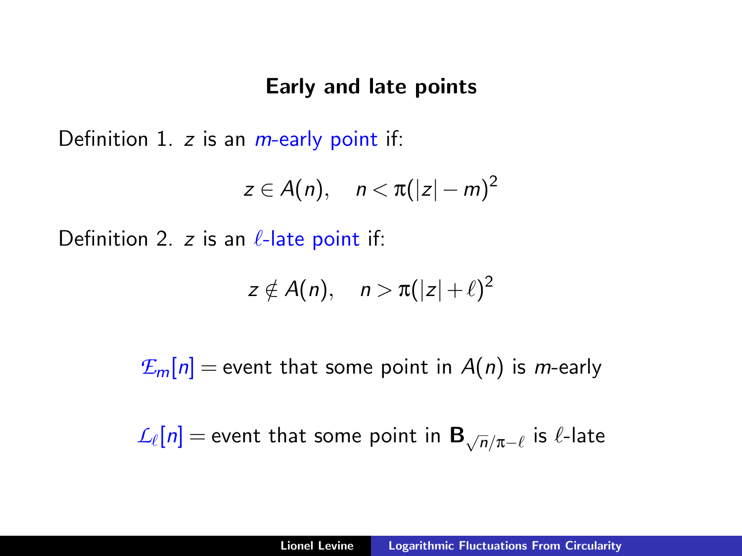## Early and late points

Definition 1. $z$ is an *$m$-early point* if:

$$z \in A(n), \quad n < \pi(|z| - m)^2$$

Definition 2. $z$ is an *$\ell$-late point* if:

$$z \notin A(n), \quad n > \pi(|z| + \ell)^2$$

$\mathcal{E}_m[n] =$ event that some point in $A(n)$ is $m$-early

$\mathcal{L}_\ell[n] =$ event that some point in $\mathbf{B}_{\sqrt{n/\pi}-\ell}$ is $\ell$-late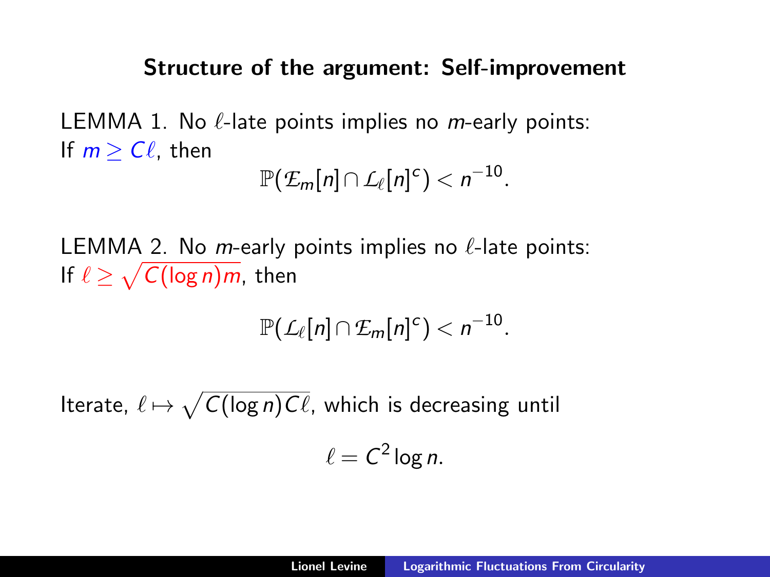## Structure of the argument: Self-improvement

LEMMA 1. No $\ell$-late points implies no $m$-early points:
If $m \geq C\ell$, then

$$\mathbb{P}(\mathcal{E}_m[n] \cap \mathcal{L}_\ell[n]^c) < n^{-10}.$$

LEMMA 2. No $m$-early points implies no $\ell$-late points:
If $\ell \geq \sqrt{C(\log n)m}$, then

$$\mathbb{P}(\mathcal{L}_\ell[n] \cap \mathcal{E}_m[n]^c) < n^{-10}.$$

Iterate, $\ell \mapsto \sqrt{C(\log n)C\ell}$, which is decreasing until

$$\ell = C^2 \log n.$$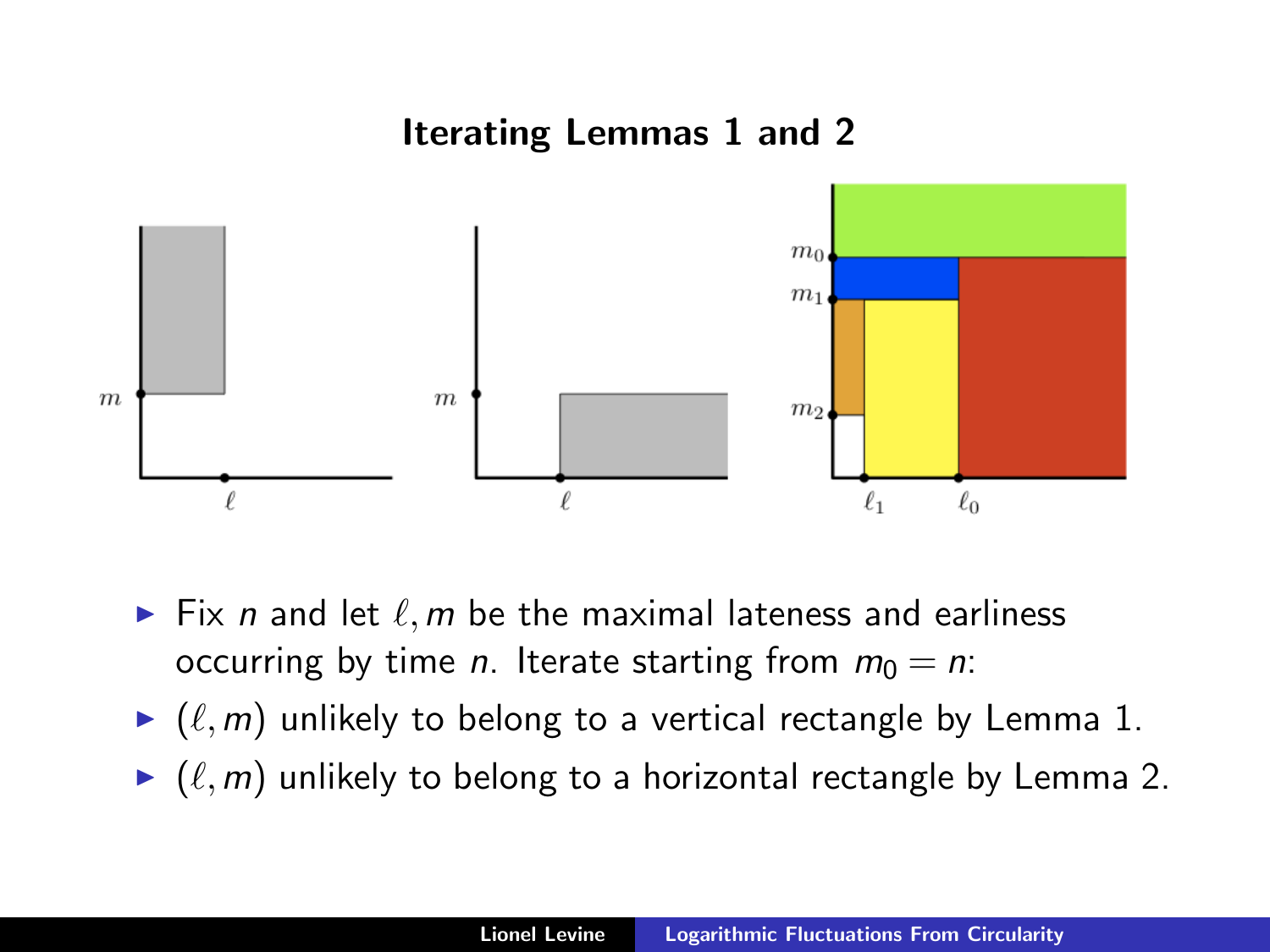## Iterating Lemmas 1 and 2

- Fix $n$ and let $\ell, m$ be the maximal lateness and earliness occurring by time $n$. Iterate starting from $m_0 = n$:
- $(\ell, m)$ unlikely to belong to a vertical rectangle by Lemma 1.
- $(\ell, m)$ unlikely to belong to a horizontal rectangle by Lemma 2.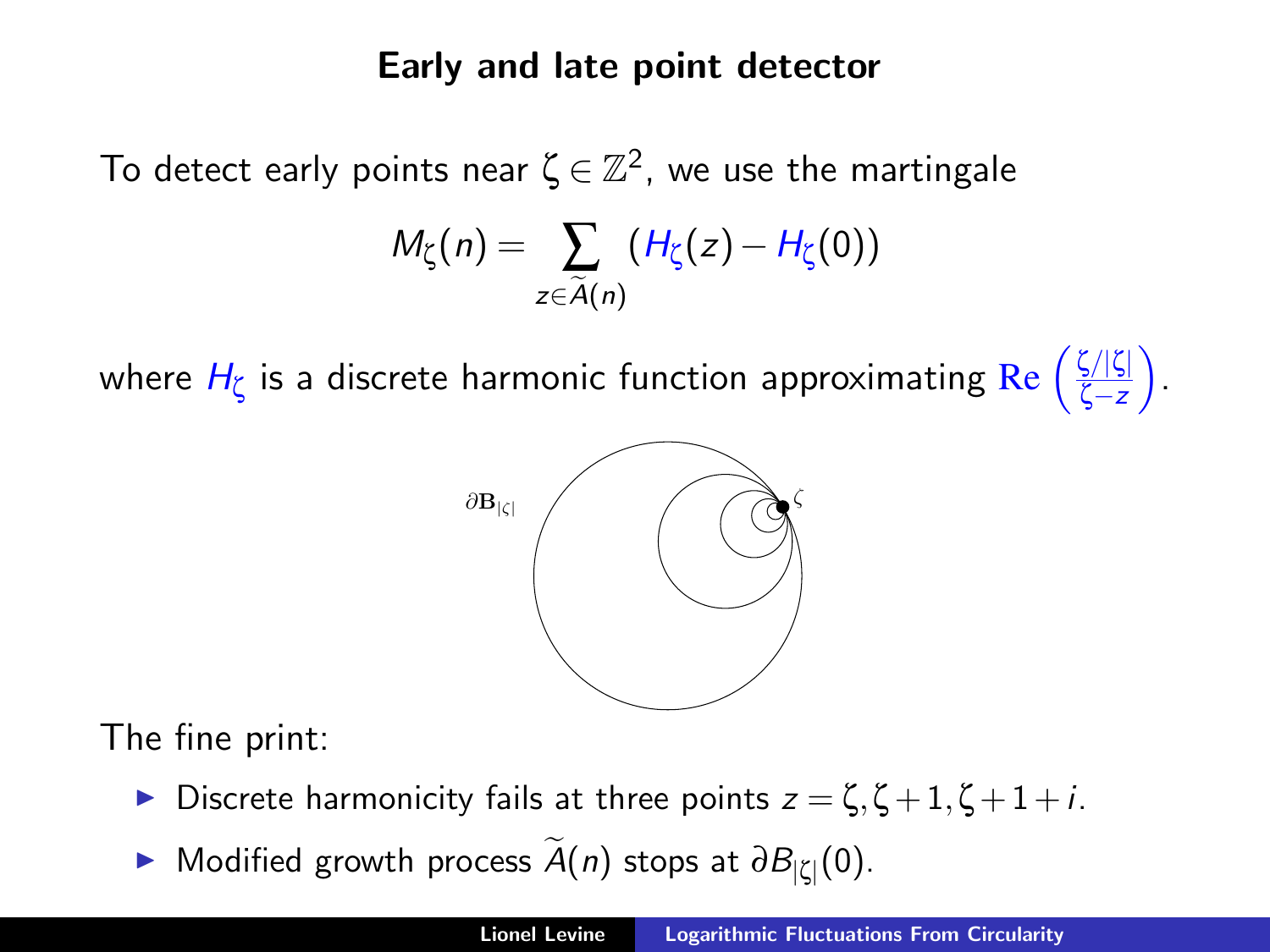# Early and late point detector

To detect early points near $\zeta \in \mathbb{Z}^2$, we use the martingale

$$M_\zeta(n) = \sum_{z \in \widetilde{A}(n)} \left( H_\zeta(z) - H_\zeta(0) \right)$$

where $H_\zeta$ is a discrete harmonic function approximating $\mathrm{Re}\left(\frac{\zeta/|\zeta|}{\zeta - z}\right)$.

The fine print:

- Discrete harmonicity fails at three points $z = \zeta, \zeta+1, \zeta+1+i$.
- Modified growth process $\widetilde{A}(n)$ stops at $\partial B_{|\zeta|}(0)$.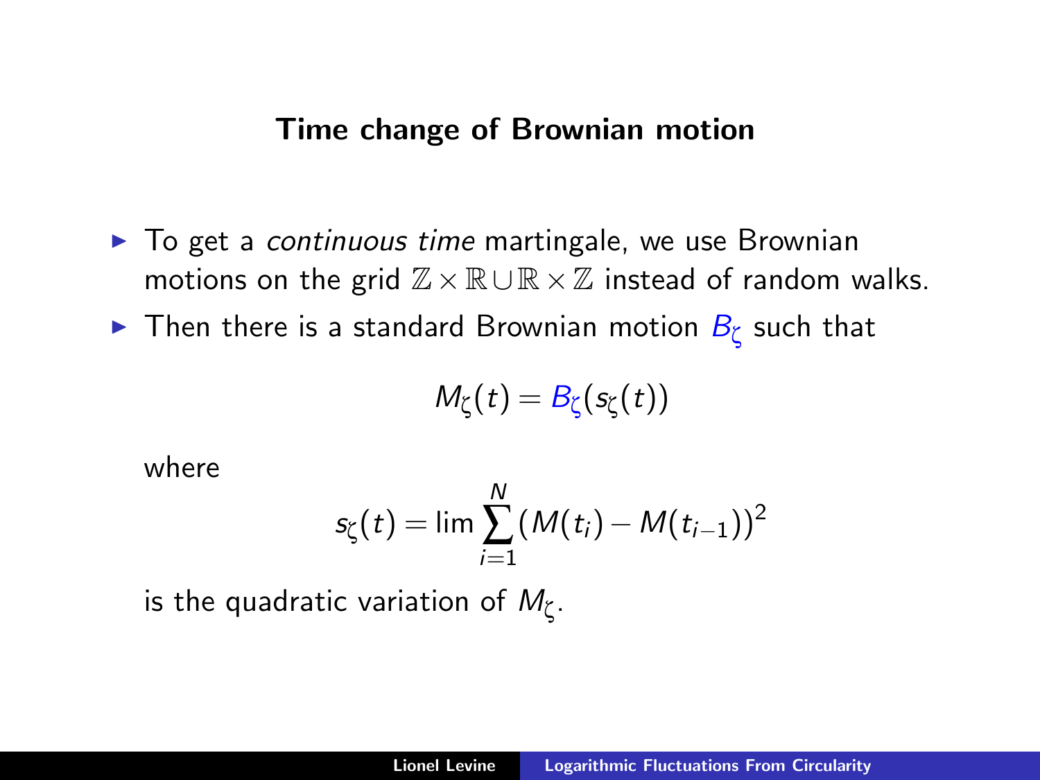## Time change of Brownian motion

- To get a *continuous time* martingale, we use Brownian motions on the grid $\mathbb{Z} \times \mathbb{R} \cup \mathbb{R} \times \mathbb{Z}$ instead of random walks.
- Then there is a standard Brownian motion $B_\zeta$ such that

$$M_\zeta(t) = B_\zeta(s_\zeta(t))$$

where

$$s_\zeta(t) = \lim \sum_{i=1}^{N} (M(t_i) - M(t_{i-1}))^2$$

is the quadratic variation of $M_\zeta$.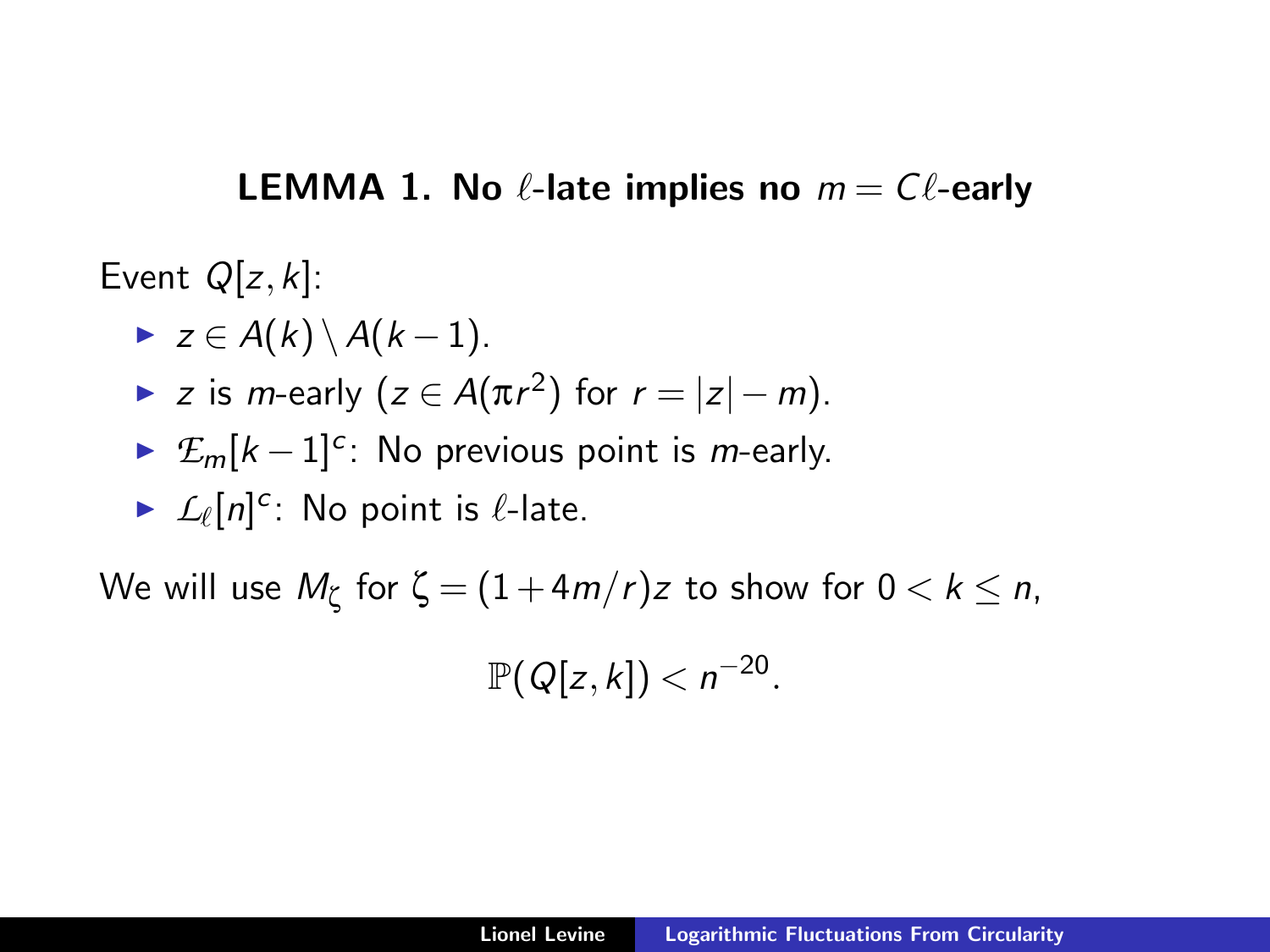## LEMMA 1. No $\ell$-late implies no $m = C\ell$-early

Event $Q[z,k]$:

- $z \in A(k) \setminus A(k-1)$.
- $z$ is $m$-early ($z \in A(\pi r^2)$ for $r = |z| - m$).
- $\mathcal{E}_m[k-1]^c$: No previous point is $m$-early.
- $\mathcal{L}_\ell[n]^c$: No point is $\ell$-late.

We will use $M_\zeta$ for $\zeta = (1 + 4m/r)z$ to show for $0 < k \leq n$,

$$\mathbb{P}(Q[z,k]) < n^{-20}.$$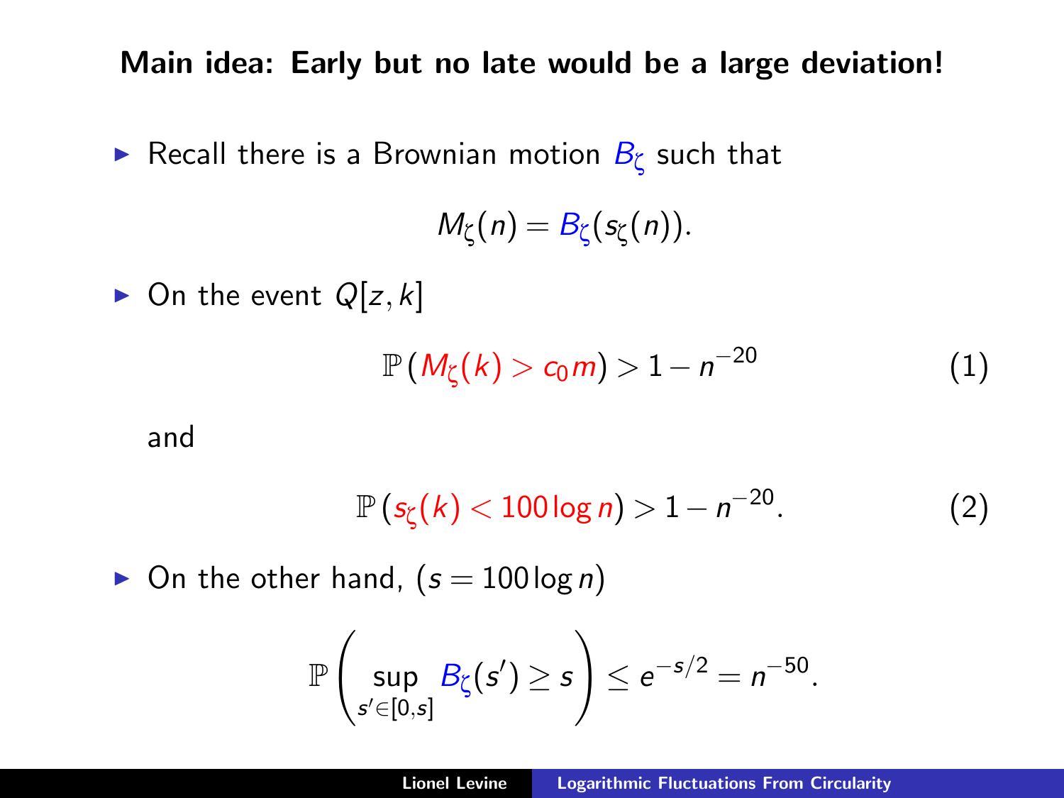## Main idea: Early but no late would be a large deviation!

- Recall there is a Brownian motion $B_\zeta$ such that

$$M_\zeta(n) = B_\zeta(s_\zeta(n)).$$

- On the event $Q[z,k]$

$$\mathbb{P}\left(M_\zeta(k) > c_0 m\right) > 1 - n^{-20} \tag{1}$$

  and

$$\mathbb{P}\left(s_\zeta(k) < 100 \log n\right) > 1 - n^{-20}. \tag{2}$$

- On the other hand, ($s = 100 \log n$)

$$\mathbb{P}\left(\sup_{s' \in [0,s]} B_\zeta(s') \geq s\right) \leq e^{-s/2} = n^{-50}.$$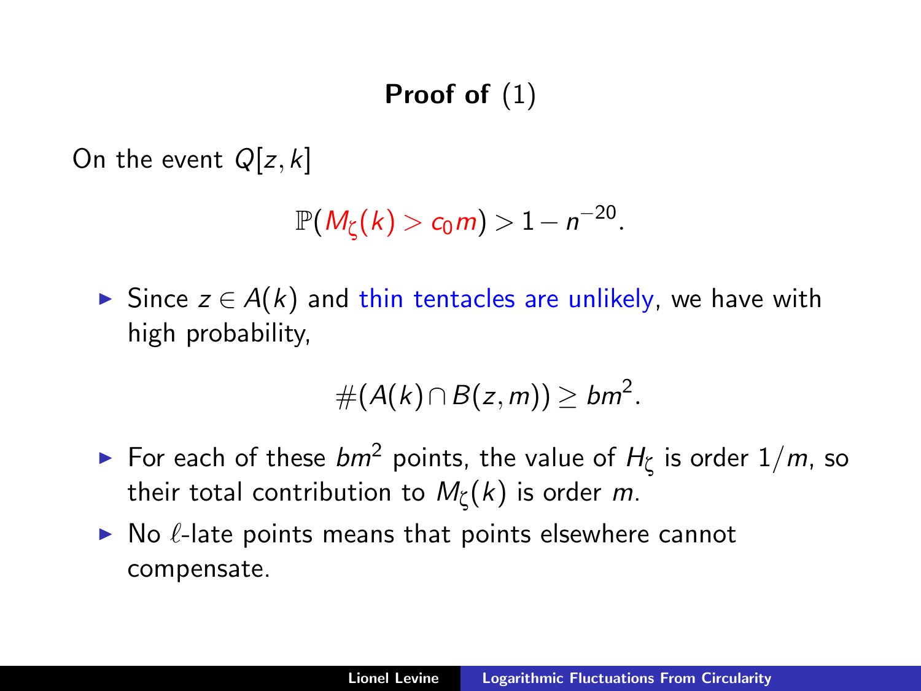## Proof of (1)

On the event $Q[z,k]$

$$\mathbb{P}(M_\zeta(k) > c_0 m) > 1 - n^{-20}.$$

- Since $z \in A(k)$ and thin tentacles are unlikely, we have with high probability,

$$\#(A(k) \cap B(z,m)) \geq bm^2.$$

- For each of these $bm^2$ points, the value of $H_\zeta$ is order $1/m$, so their total contribution to $M_\zeta(k)$ is order $m$.
- No $\ell$-late points means that points elsewhere cannot compensate.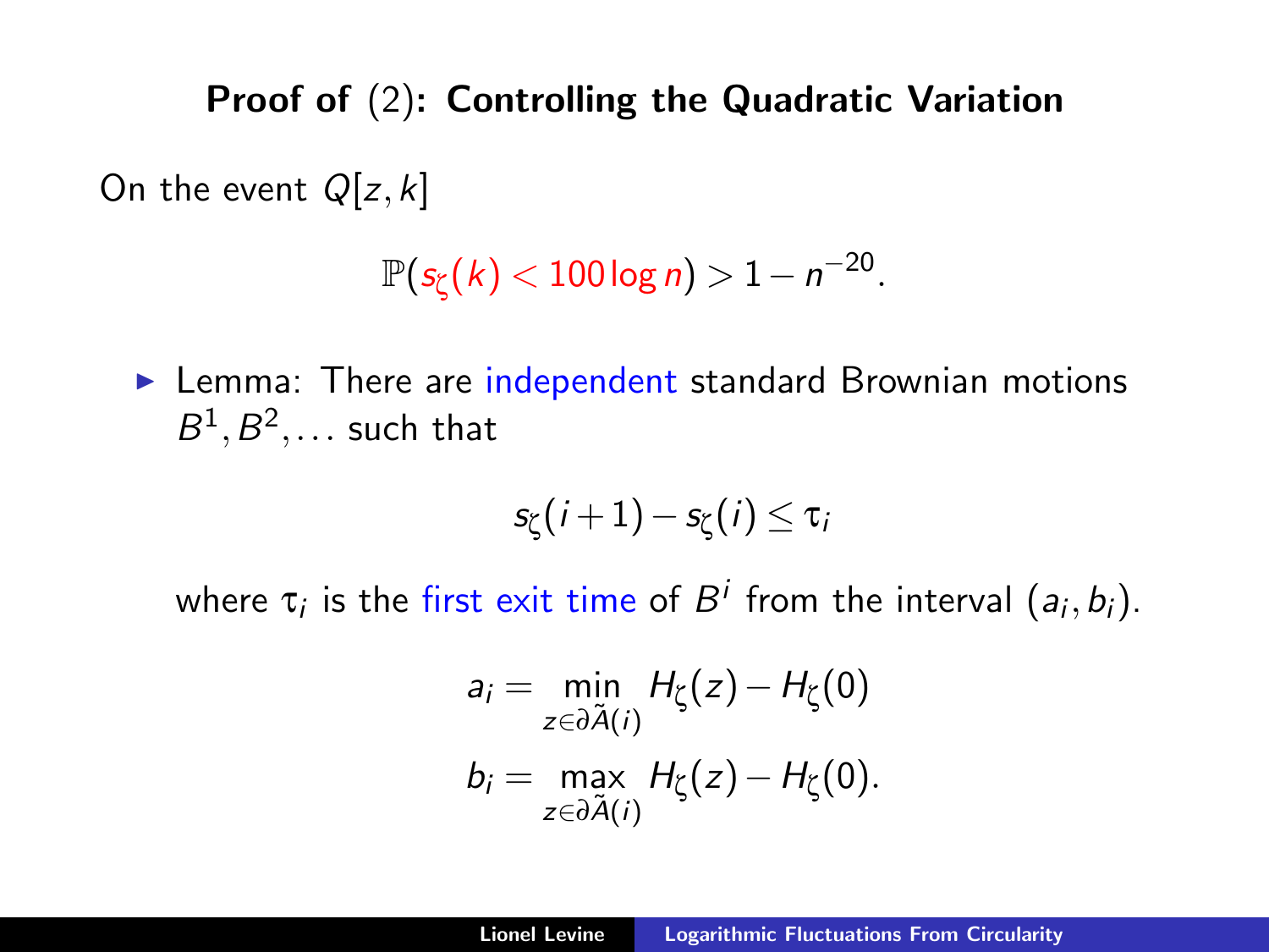## Proof of (2): Controlling the Quadratic Variation

On the event $Q[z,k]$

$$\mathbb{P}(s_\zeta(k) < 100 \log n) > 1 - n^{-20}.$$

- Lemma: There are independent standard Brownian motions $B^1, B^2, \ldots$ such that

$$s_\zeta(i+1) - s_\zeta(i) \leq \tau_i$$

  where $\tau_i$ is the first exit time of $B^i$ from the interval $(a_i, b_i)$.

$$a_i = \min_{z \in \partial \tilde{A}(i)} H_\zeta(z) - H_\zeta(0)$$

$$b_i = \max_{z \in \partial \tilde{A}(i)} H_\zeta(z) - H_\zeta(0).$$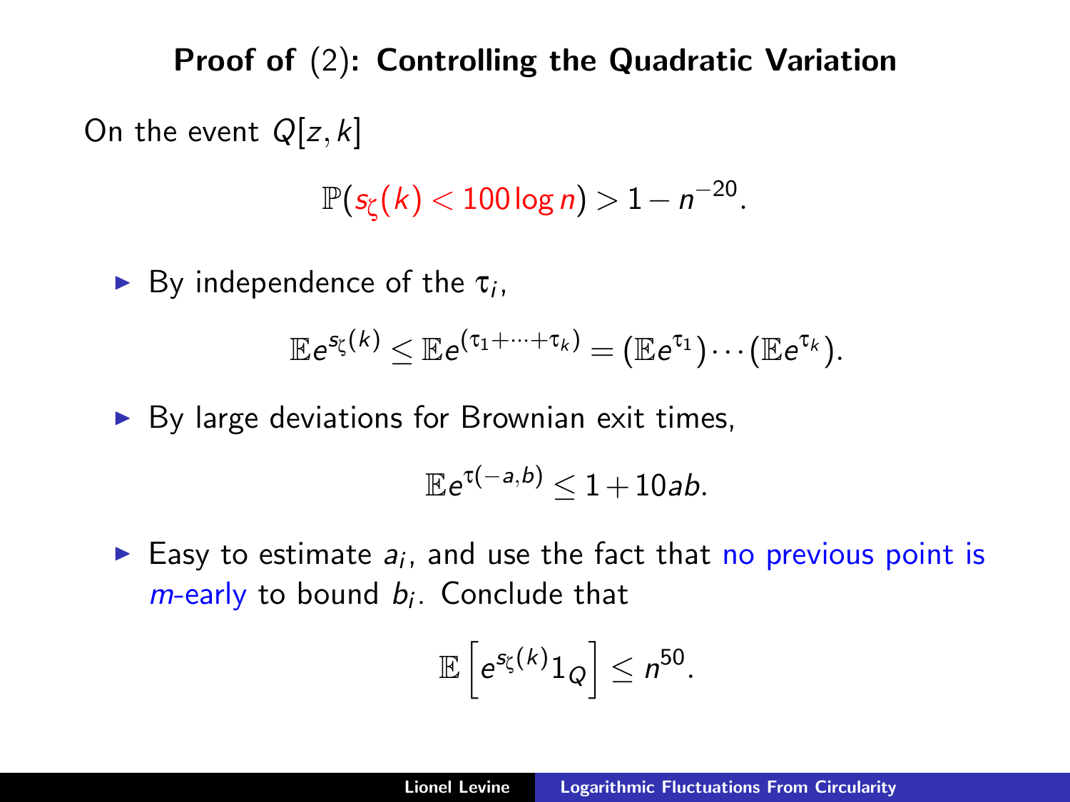## Proof of (2): Controlling the Quadratic Variation

On the event $Q[z,k]$

$$\mathbb{P}(s_\zeta(k) < 100 \log n) > 1 - n^{-20}.$$

- By independence of the $\tau_i$,

$$\mathbb{E}e^{s_\zeta(k)} \leq \mathbb{E}e^{(\tau_1 + \cdots + \tau_k)} = (\mathbb{E}e^{\tau_1}) \cdots (\mathbb{E}e^{\tau_k}).$$

- By large deviations for Brownian exit times,

$$\mathbb{E}e^{\tau(-a,b)} \leq 1 + 10ab.$$

- Easy to estimate $a_i$, and use the fact that no previous point is $m$-early to bound $b_i$. Conclude that

$$\mathbb{E}\left[e^{s_\zeta(k)} 1_Q\right] \leq n^{50}.$$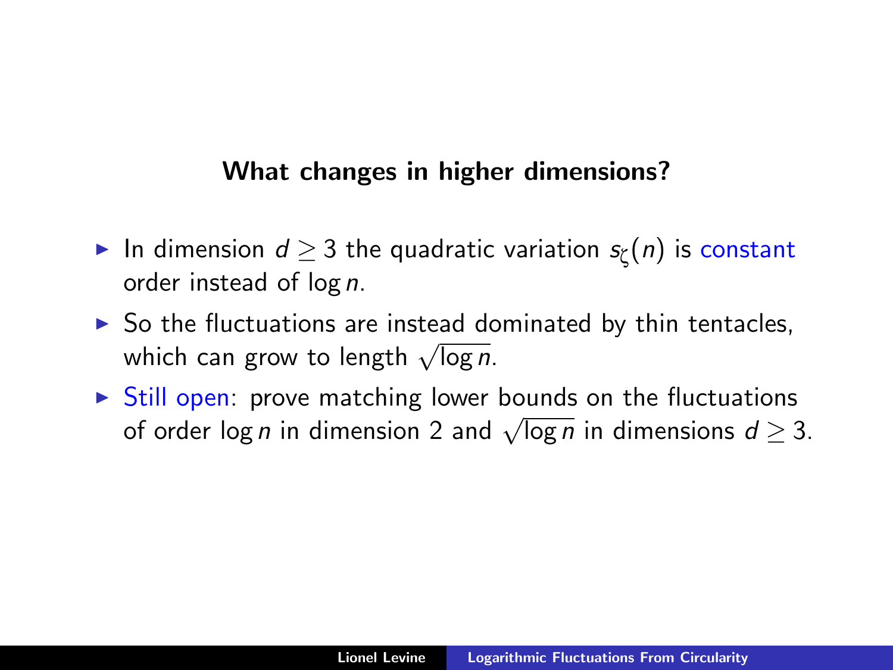**What changes in higher dimensions?**

- In dimension $d \geq 3$ the quadratic variation $s_\zeta(n)$ is constant order instead of $\log n$.
- So the fluctuations are instead dominated by thin tentacles, which can grow to length $\sqrt{\log n}$.
- Still open: prove matching lower bounds on the fluctuations of order $\log n$ in dimension 2 and $\sqrt{\log n}$ in dimensions $d \geq 3$.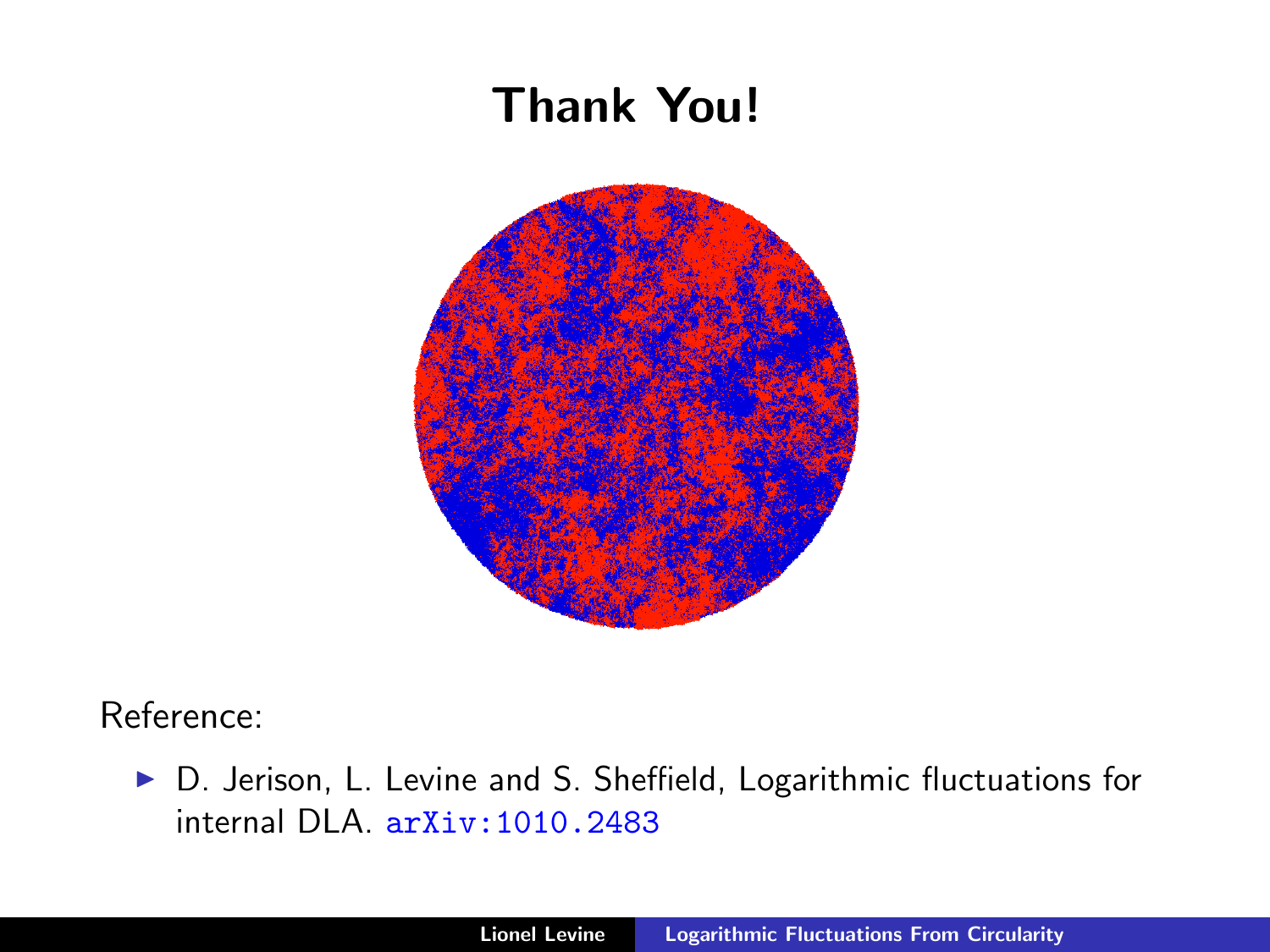# Thank You!

Reference:

- D. Jerison, L. Levine and S. Sheffield, Logarithmic fluctuations for internal DLA. arXiv:1010.2483